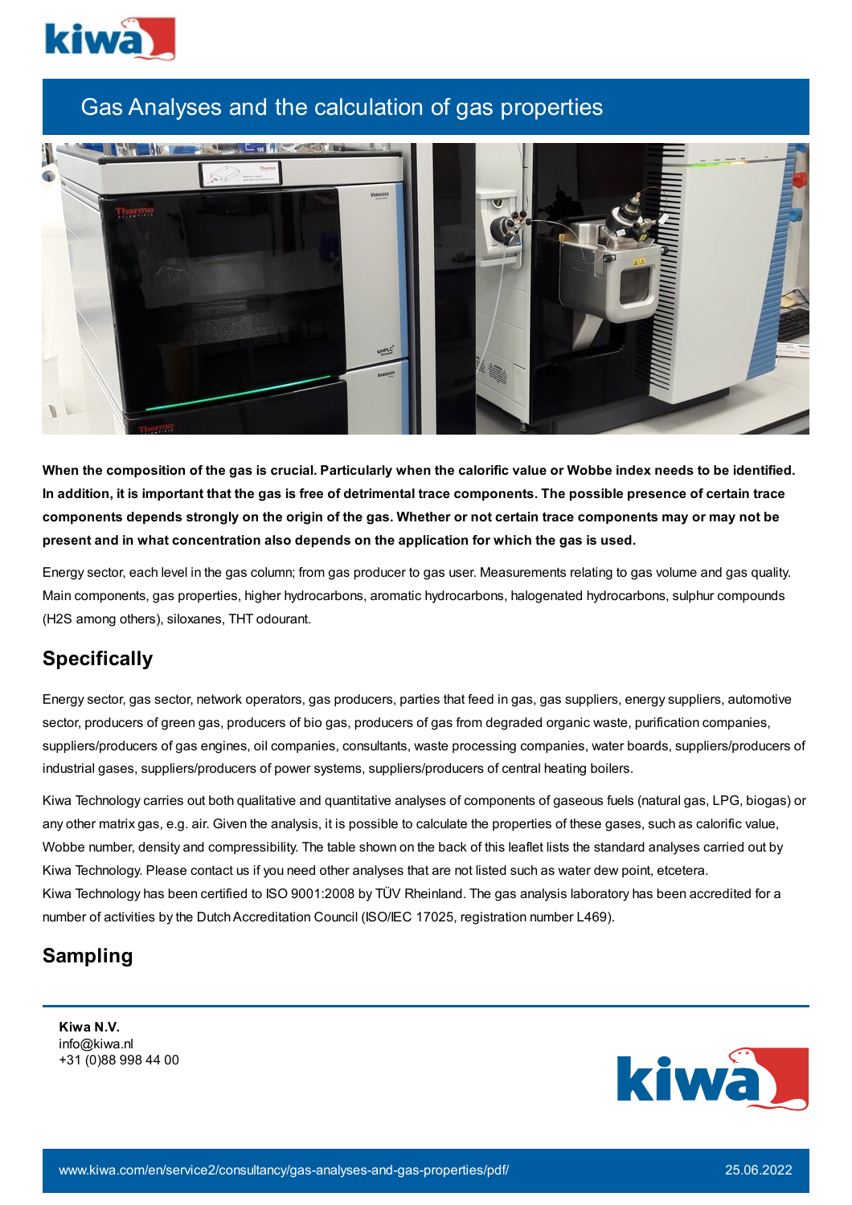# Gas Analyses and the calculation of gas properties

**When the composition of the gas is crucial. Particularly when the calorific value or Wobbe index needs to be identified. In addition, it is important that the gas is free of detrimental trace components. The possible presence of certain trace components depends strongly on the origin of the gas. Whether or not certain trace components may or may not be present and in what concentration also depends on the application for which the gas is used.**

Energy sector, each level in the gas column; from gas producer to gas user. Measurements relating to gas volume and gas quality. Main components, gas properties, higher hydrocarbons, aromatic hydrocarbons, halogenated hydrocarbons, sulphur compounds ($H_2S$ among others), siloxanes, THT odourant.

## Specifically

Energy sector, gas sector, network operators, gas producers, parties that feed in gas, gas suppliers, energy suppliers, automotive sector, producers of green gas, producers of bio gas, producers of gas from degraded organic waste, purification companies, suppliers/producers of gas engines, oil companies, consultants, waste processing companies, water boards, suppliers/producers of industrial gases, suppliers/producers of power systems, suppliers/producers of central heating boilers.

Kiwa Technology carries out both qualitative and quantitative analyses of components of gaseous fuels (natural gas, LPG, biogas) or any other matrix gas, e.g. air. Given the analysis, it is possible to calculate the properties of these gases, such as calorific value, Wobbe number, density and compressibility. The table shown on the back of this leaflet lists the standard analyses carried out by Kiwa Technology. Please contact us if you need other analyses that are not listed such as water dew point, etcetera.
Kiwa Technology has been certified to ISO 9001:2008 by TÜV Rheinland. The gas analysis laboratory has been accredited for a number of activities by the Dutch Accreditation Council (ISO/IEC 17025, registration number L469).

## Sampling

**Kiwa N.V.**
info@kiwa.nl
+31 (0)88 998 44 00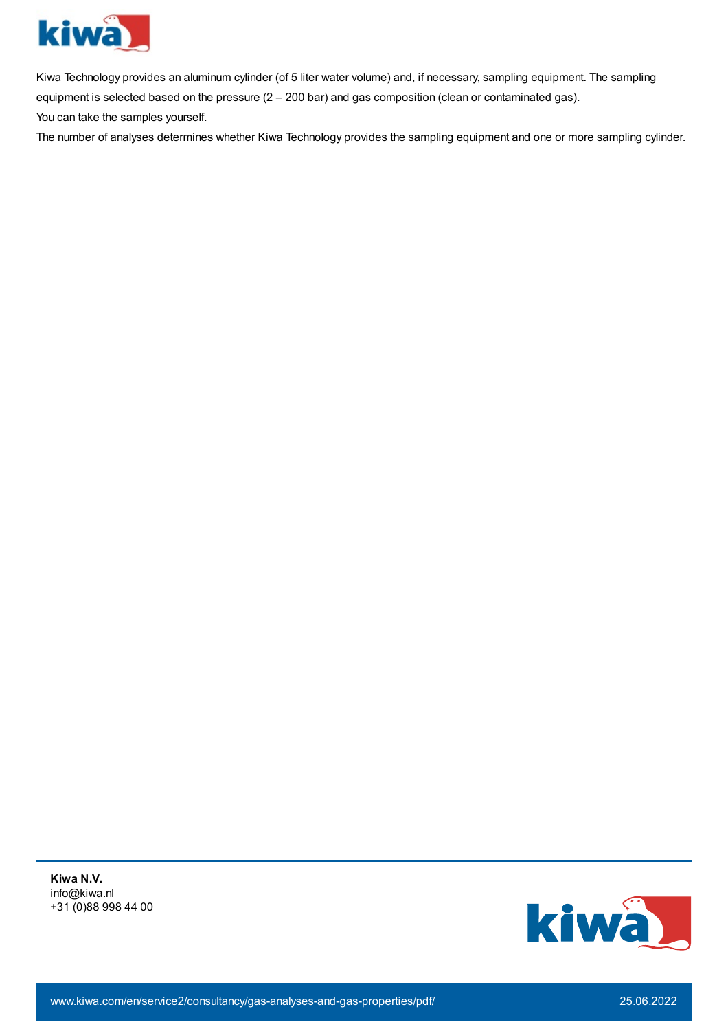Kiwa Technology provides an aluminum cylinder (of 5 liter water volume) and, if necessary, sampling equipment. The sampling equipment is selected based on the pressure (2 – 200 bar) and gas composition (clean or contaminated gas).

You can take the samples yourself.

The number of analyses determines whether Kiwa Technology provides the sampling equipment and one or more sampling cylinder.

**Kiwa N.V.**
info@kiwa.nl
+31 (0)88 998 44 00